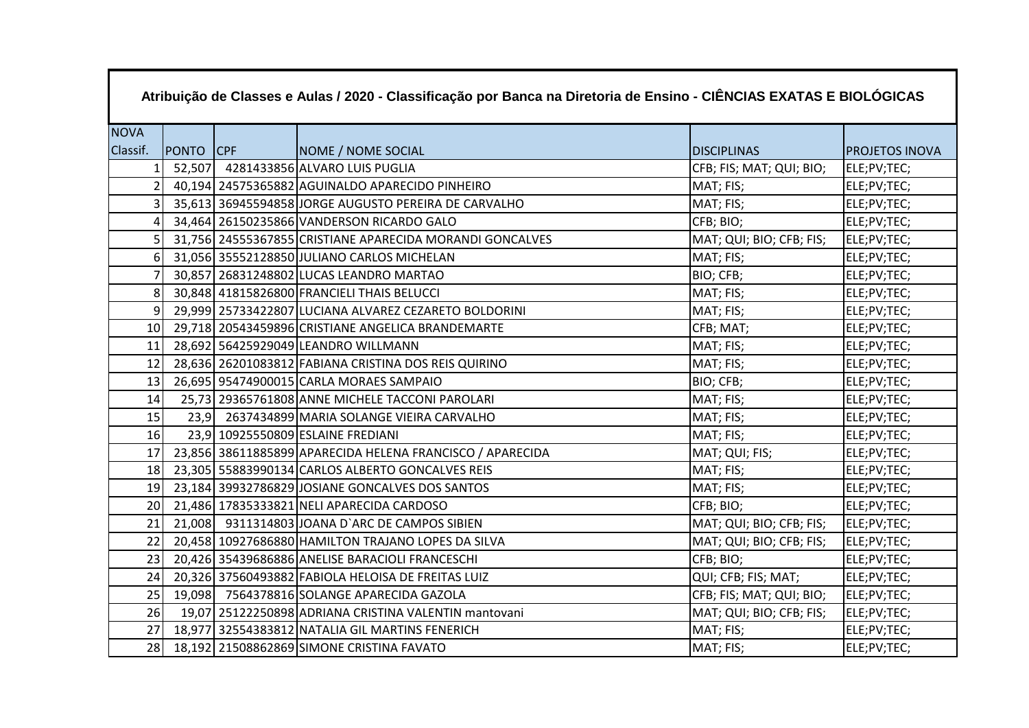## Atribuição de Classes e Aulas / 2020 - Classificação por Banca na Diretoria de Ensino - CIÊNCIAS EXATAS E BIOLÓGICAS

| NOVA Classif. | PONTO | CPF | NOME / NOME SOCIAL | DISCIPLINAS | PROJETOS INOVA |
|---|---|---|---|---|---|
| 1 | 52,507 | 4281433856 | ALVARO LUIS PUGLIA | CFB; FIS; MAT; QUI; BIO; | ELE;PV;TEC; |
| 2 | 40,194 | 24575365882 | AGUINALDO APARECIDO PINHEIRO | MAT; FIS; | ELE;PV;TEC; |
| 3 | 35,613 | 36945594858 | JORGE AUGUSTO PEREIRA DE CARVALHO | MAT; FIS; | ELE;PV;TEC; |
| 4 | 34,464 | 26150235866 | VANDERSON RICARDO GALO | CFB; BIO; | ELE;PV;TEC; |
| 5 | 31,756 | 24555367855 | CRISTIANE APARECIDA MORANDI GONCALVES | MAT; QUI; BIO; CFB; FIS; | ELE;PV;TEC; |
| 6 | 31,056 | 35552128850 | JULIANO CARLOS MICHELAN | MAT; FIS; | ELE;PV;TEC; |
| 7 | 30,857 | 26831248802 | LUCAS LEANDRO MARTAO | BIO; CFB; | ELE;PV;TEC; |
| 8 | 30,848 | 41815826800 | FRANCIELI THAIS BELUCCI | MAT; FIS; | ELE;PV;TEC; |
| 9 | 29,999 | 25733422807 | LUCIANA ALVAREZ CEZARETO BOLDORINI | MAT; FIS; | ELE;PV;TEC; |
| 10 | 29,718 | 20543459896 | CRISTIANE ANGELICA BRANDEMARTE | CFB; MAT; | ELE;PV;TEC; |
| 11 | 28,692 | 56425929049 | LEANDRO WILLMANN | MAT; FIS; | ELE;PV;TEC; |
| 12 | 28,636 | 26201083812 | FABIANA CRISTINA DOS REIS QUIRINO | MAT; FIS; | ELE;PV;TEC; |
| 13 | 26,695 | 95474900015 | CARLA MORAES SAMPAIO | BIO; CFB; | ELE;PV;TEC; |
| 14 | 25,73 | 29365761808 | ANNE MICHELE TACCONI PAROLARI | MAT; FIS; | ELE;PV;TEC; |
| 15 | 23,9 | 2637434899 | MARIA SOLANGE VIEIRA CARVALHO | MAT; FIS; | ELE;PV;TEC; |
| 16 | 23,9 | 10925550809 | ESLAINE FREDIANI | MAT; FIS; | ELE;PV;TEC; |
| 17 | 23,856 | 38611885899 | APARECIDA HELENA FRANCISCO / APARECIDA | MAT; QUI; FIS; | ELE;PV;TEC; |
| 18 | 23,305 | 55883990134 | CARLOS ALBERTO GONCALVES REIS | MAT; FIS; | ELE;PV;TEC; |
| 19 | 23,184 | 39932786829 | JOSIANE GONCALVES DOS SANTOS | MAT; FIS; | ELE;PV;TEC; |
| 20 | 21,486 | 17835333821 | NELI APARECIDA CARDOSO | CFB; BIO; | ELE;PV;TEC; |
| 21 | 21,008 | 9311314803 | JOANA D`ARC DE CAMPOS SIBIEN | MAT; QUI; BIO; CFB; FIS; | ELE;PV;TEC; |
| 22 | 20,458 | 10927686880 | HAMILTON TRAJANO LOPES DA SILVA | MAT; QUI; BIO; CFB; FIS; | ELE;PV;TEC; |
| 23 | 20,426 | 35439686886 | ANELISE BARACIOLI FRANCESCHI | CFB; BIO; | ELE;PV;TEC; |
| 24 | 20,326 | 37560493882 | FABIOLA HELOISA DE FREITAS LUIZ | QUI; CFB; FIS; MAT; | ELE;PV;TEC; |
| 25 | 19,098 | 7564378816 | SOLANGE APARECIDA GAZOLA | CFB; FIS; MAT; QUI; BIO; | ELE;PV;TEC; |
| 26 | 19,07 | 25122250898 | ADRIANA CRISTINA VALENTIN mantovani | MAT; QUI; BIO; CFB; FIS; | ELE;PV;TEC; |
| 27 | 18,977 | 32554383812 | NATALIA GIL MARTINS FENERICH | MAT; FIS; | ELE;PV;TEC; |
| 28 | 18,192 | 21508862869 | SIMONE CRISTINA FAVATO | MAT; FIS; | ELE;PV;TEC; |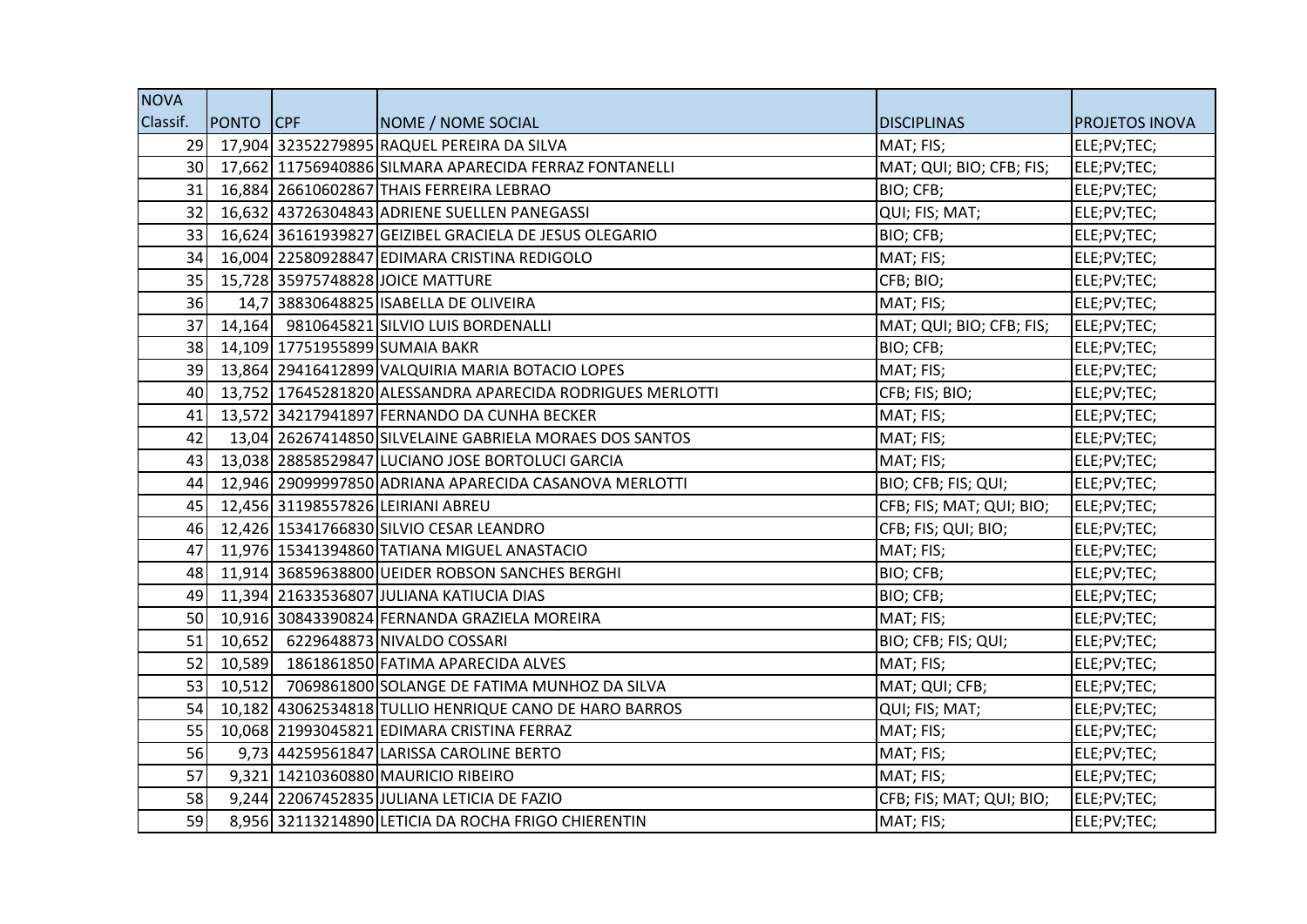| NOVA Classif. | PONTO | CPF | NOME / NOME SOCIAL | DISCIPLINAS | PROJETOS INOVA |
|---|---|---|---|---|---|
| 29 | 17,904 | 32352279895 | RAQUEL PEREIRA DA SILVA | MAT; FIS; | ELE;PV;TEC; |
| 30 | 17,662 | 11756940886 | SILMARA APARECIDA FERRAZ FONTANELLI | MAT; QUI; BIO; CFB; FIS; | ELE;PV;TEC; |
| 31 | 16,884 | 26610602867 | THAIS FERREIRA LEBRAO | BIO; CFB; | ELE;PV;TEC; |
| 32 | 16,632 | 43726304843 | ADRIENE SUELLEN PANEGASSI | QUI; FIS; MAT; | ELE;PV;TEC; |
| 33 | 16,624 | 36161939827 | GEIZIBEL GRACIELA DE JESUS OLEGARIO | BIO; CFB; | ELE;PV;TEC; |
| 34 | 16,004 | 22580928847 | EDIMARA CRISTINA REDIGOLO | MAT; FIS; | ELE;PV;TEC; |
| 35 | 15,728 | 35975748828 | JOICE MATTURE | CFB; BIO; | ELE;PV;TEC; |
| 36 | 14,7 | 38830648825 | ISABELLA DE OLIVEIRA | MAT; FIS; | ELE;PV;TEC; |
| 37 | 14,164 | 9810645821 | SILVIO LUIS BORDENALLI | MAT; QUI; BIO; CFB; FIS; | ELE;PV;TEC; |
| 38 | 14,109 | 17751955899 | SUMAIA BAKR | BIO; CFB; | ELE;PV;TEC; |
| 39 | 13,864 | 29416412899 | VALQUIRIA MARIA BOTACIO LOPES | MAT; FIS; | ELE;PV;TEC; |
| 40 | 13,752 | 17645281820 | ALESSANDRA APARECIDA RODRIGUES MERLOTTI | CFB; FIS; BIO; | ELE;PV;TEC; |
| 41 | 13,572 | 34217941897 | FERNANDO DA CUNHA BECKER | MAT; FIS; | ELE;PV;TEC; |
| 42 | 13,04 | 26267414850 | SILVELAINE GABRIELA MORAES DOS SANTOS | MAT; FIS; | ELE;PV;TEC; |
| 43 | 13,038 | 28858529847 | LUCIANO JOSE BORTOLUCI GARCIA | MAT; FIS; | ELE;PV;TEC; |
| 44 | 12,946 | 29099997850 | ADRIANA APARECIDA CASANOVA MERLOTTI | BIO; CFB; FIS; QUI; | ELE;PV;TEC; |
| 45 | 12,456 | 31198557826 | LEIRIANI ABREU | CFB; FIS; MAT; QUI; BIO; | ELE;PV;TEC; |
| 46 | 12,426 | 15341766830 | SILVIO CESAR LEANDRO | CFB; FIS; QUI; BIO; | ELE;PV;TEC; |
| 47 | 11,976 | 15341394860 | TATIANA MIGUEL ANASTACIO | MAT; FIS; | ELE;PV;TEC; |
| 48 | 11,914 | 36859638800 | UEIDER ROBSON SANCHES BERGHI | BIO; CFB; | ELE;PV;TEC; |
| 49 | 11,394 | 21633536807 | JULIANA KATIUCIA DIAS | BIO; CFB; | ELE;PV;TEC; |
| 50 | 10,916 | 30843390824 | FERNANDA GRAZIELA MOREIRA | MAT; FIS; | ELE;PV;TEC; |
| 51 | 10,652 | 6229648873 | NIVALDO COSSARI | BIO; CFB; FIS; QUI; | ELE;PV;TEC; |
| 52 | 10,589 | 1861861850 | FATIMA APARECIDA ALVES | MAT; FIS; | ELE;PV;TEC; |
| 53 | 10,512 | 7069861800 | SOLANGE DE FATIMA MUNHOZ DA SILVA | MAT; QUI; CFB; | ELE;PV;TEC; |
| 54 | 10,182 | 43062534818 | TULLIO HENRIQUE CANO DE HARO BARROS | QUI; FIS; MAT; | ELE;PV;TEC; |
| 55 | 10,068 | 21993045821 | EDIMARA CRISTINA FERRAZ | MAT; FIS; | ELE;PV;TEC; |
| 56 | 9,73 | 44259561847 | LARISSA CAROLINE BERTO | MAT; FIS; | ELE;PV;TEC; |
| 57 | 9,321 | 14210360880 | MAURICIO RIBEIRO | MAT; FIS; | ELE;PV;TEC; |
| 58 | 9,244 | 22067452835 | JULIANA LETICIA DE FAZIO | CFB; FIS; MAT; QUI; BIO; | ELE;PV;TEC; |
| 59 | 8,956 | 32113214890 | LETICIA DA ROCHA FRIGO CHIERENTIN | MAT; FIS; | ELE;PV;TEC; |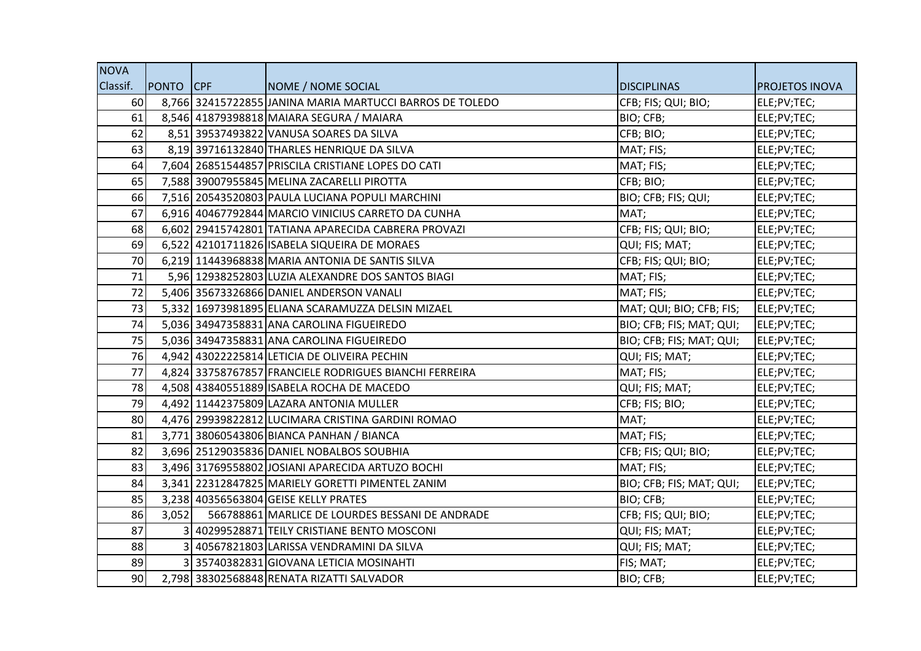| NOVA Classif. | PONTO | CPF | NOME / NOME SOCIAL | DISCIPLINAS | PROJETOS INOVA |
|---|---|---|---|---|---|
| 60 | 8,766 | 32415722855 | JANINA MARIA MARTUCCI BARROS DE TOLEDO | CFB; FIS; QUI; BIO; | ELE;PV;TEC; |
| 61 | 8,546 | 41879398818 | MAIARA SEGURA / MAIARA | BIO; CFB; | ELE;PV;TEC; |
| 62 | 8,51 | 39537493822 | VANUSA SOARES DA SILVA | CFB; BIO; | ELE;PV;TEC; |
| 63 | 8,19 | 39716132840 | THARLES HENRIQUE DA SILVA | MAT; FIS; | ELE;PV;TEC; |
| 64 | 7,604 | 26851544857 | PRISCILA CRISTIANE LOPES DO CATI | MAT; FIS; | ELE;PV;TEC; |
| 65 | 7,588 | 39007955845 | MELINA ZACARELLI PIROTTA | CFB; BIO; | ELE;PV;TEC; |
| 66 | 7,516 | 20543520803 | PAULA LUCIANA POPULI MARCHINI | BIO; CFB; FIS; QUI; | ELE;PV;TEC; |
| 67 | 6,916 | 40467792844 | MARCIO VINICIUS CARRETO DA CUNHA | MAT; | ELE;PV;TEC; |
| 68 | 6,602 | 29415742801 | TATIANA APARECIDA CABRERA PROVAZI | CFB; FIS; QUI; BIO; | ELE;PV;TEC; |
| 69 | 6,522 | 42101711826 | ISABELA SIQUEIRA DE MORAES | QUI; FIS; MAT; | ELE;PV;TEC; |
| 70 | 6,219 | 11443968838 | MARIA ANTONIA DE SANTIS SILVA | CFB; FIS; QUI; BIO; | ELE;PV;TEC; |
| 71 | 5,96 | 12938252803 | LUZIA ALEXANDRE DOS SANTOS BIAGI | MAT; FIS; | ELE;PV;TEC; |
| 72 | 5,406 | 35673326866 | DANIEL ANDERSON VANALI | MAT; FIS; | ELE;PV;TEC; |
| 73 | 5,332 | 16973981895 | ELIANA SCARAMUZZA DELSIN MIZAEL | MAT; QUI; BIO; CFB; FIS; | ELE;PV;TEC; |
| 74 | 5,036 | 34947358831 | ANA CAROLINA FIGUEIREDO | BIO; CFB; FIS; MAT; QUI; | ELE;PV;TEC; |
| 75 | 5,036 | 34947358831 | ANA CAROLINA FIGUEIREDO | BIO; CFB; FIS; MAT; QUI; | ELE;PV;TEC; |
| 76 | 4,942 | 43022225814 | LETICIA DE OLIVEIRA PECHIN | QUI; FIS; MAT; | ELE;PV;TEC; |
| 77 | 4,824 | 33758767857 | FRANCIELE RODRIGUES BIANCHI FERREIRA | MAT; FIS; | ELE;PV;TEC; |
| 78 | 4,508 | 43840551889 | ISABELA ROCHA DE MACEDO | QUI; FIS; MAT; | ELE;PV;TEC; |
| 79 | 4,492 | 11442375809 | LAZARA ANTONIA MULLER | CFB; FIS; BIO; | ELE;PV;TEC; |
| 80 | 4,476 | 29939822812 | LUCIMARA CRISTINA GARDINI ROMAO | MAT; | ELE;PV;TEC; |
| 81 | 3,771 | 38060543806 | BIANCA PANHAN / BIANCA | MAT; FIS; | ELE;PV;TEC; |
| 82 | 3,696 | 25129035836 | DANIEL NOBALBOS SOUBHIA | CFB; FIS; QUI; BIO; | ELE;PV;TEC; |
| 83 | 3,496 | 31769558802 | JOSIANI APARECIDA ARTUZO BOCHI | MAT; FIS; | ELE;PV;TEC; |
| 84 | 3,341 | 22312847825 | MARIELY GORETTI PIMENTEL ZANIM | BIO; CFB; FIS; MAT; QUI; | ELE;PV;TEC; |
| 85 | 3,238 | 40356563804 | GEISE KELLY PRATES | BIO; CFB; | ELE;PV;TEC; |
| 86 | 3,052 | 566788861 | MARLICE DE LOURDES BESSANI DE ANDRADE | CFB; FIS; QUI; BIO; | ELE;PV;TEC; |
| 87 | 3 | 40299528871 | TEILY CRISTIANE BENTO MOSCONI | QUI; FIS; MAT; | ELE;PV;TEC; |
| 88 | 3 | 40567821803 | LARISSA VENDRAMINI DA SILVA | QUI; FIS; MAT; | ELE;PV;TEC; |
| 89 | 3 | 35740382831 | GIOVANA LETICIA MOSINAHTI | FIS; MAT; | ELE;PV;TEC; |
| 90 | 2,798 | 38302568848 | RENATA RIZATTI SALVADOR | BIO; CFB; | ELE;PV;TEC; |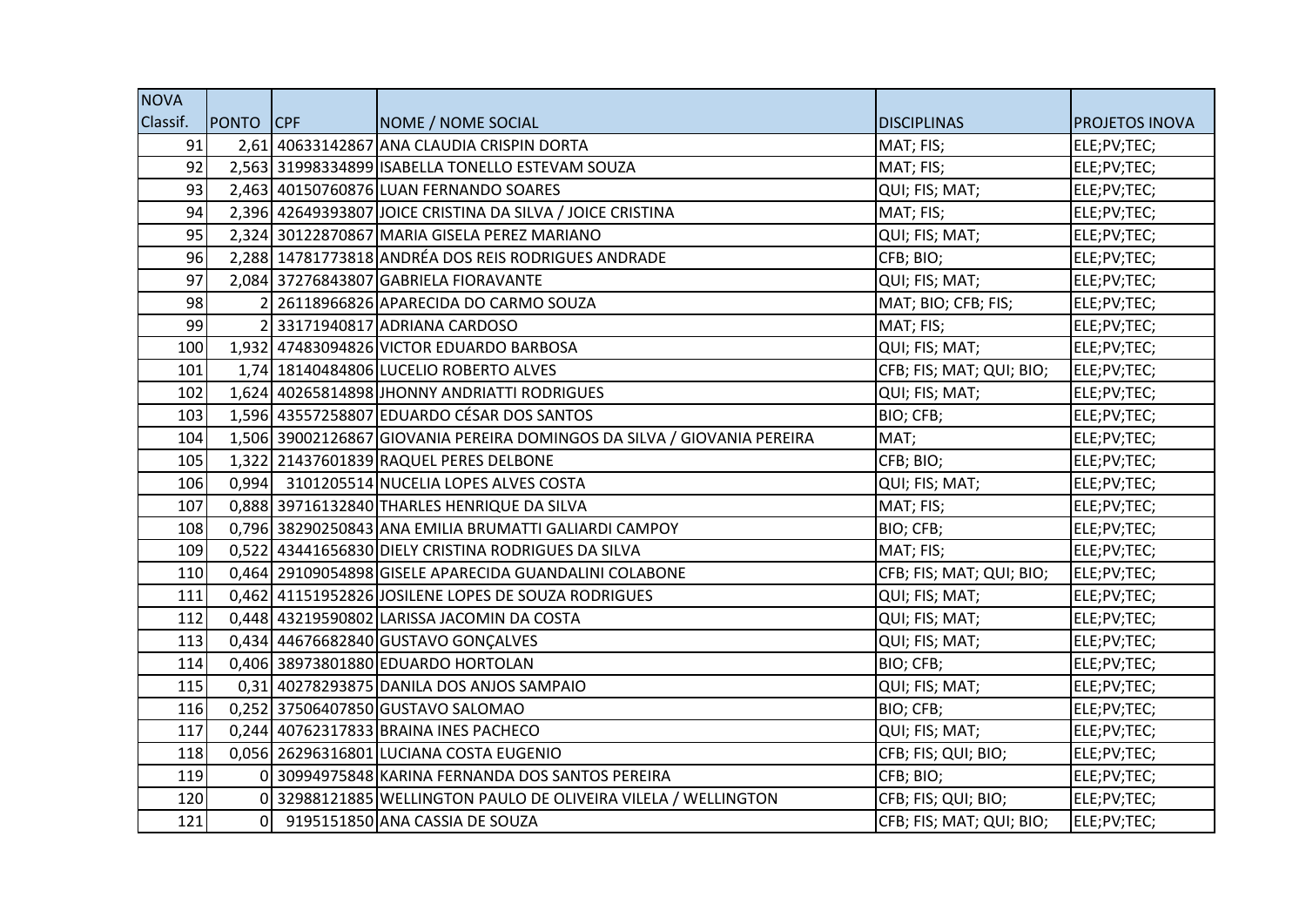| NOVA Classif. | PONTO | CPF | NOME / NOME SOCIAL | DISCIPLINAS | PROJETOS INOVA |
|---|---|---|---|---|---|
| 91 | 2,61 | 40633142867 | ANA CLAUDIA CRISPIN DORTA | MAT; FIS; | ELE;PV;TEC; |
| 92 | 2,563 | 31998334899 | ISABELLA TONELLO ESTEVAM SOUZA | MAT; FIS; | ELE;PV;TEC; |
| 93 | 2,463 | 40150760876 | LUAN FERNANDO SOARES | QUI; FIS; MAT; | ELE;PV;TEC; |
| 94 | 2,396 | 42649393807 | JOICE CRISTINA DA SILVA / JOICE CRISTINA | MAT; FIS; | ELE;PV;TEC; |
| 95 | 2,324 | 30122870867 | MARIA GISELA PEREZ MARIANO | QUI; FIS; MAT; | ELE;PV;TEC; |
| 96 | 2,288 | 14781773818 | ANDRÉA DOS REIS RODRIGUES ANDRADE | CFB; BIO; | ELE;PV;TEC; |
| 97 | 2,084 | 37276843807 | GABRIELA FIORAVANTE | QUI; FIS; MAT; | ELE;PV;TEC; |
| 98 | 2 | 26118966826 | APARECIDA DO CARMO SOUZA | MAT; BIO; CFB; FIS; | ELE;PV;TEC; |
| 99 | 2 | 33171940817 | ADRIANA CARDOSO | MAT; FIS; | ELE;PV;TEC; |
| 100 | 1,932 | 47483094826 | VICTOR EDUARDO BARBOSA | QUI; FIS; MAT; | ELE;PV;TEC; |
| 101 | 1,74 | 18140484806 | LUCELIO ROBERTO ALVES | CFB; FIS; MAT; QUI; BIO; | ELE;PV;TEC; |
| 102 | 1,624 | 40265814898 | JHONNY ANDRIATTI RODRIGUES | QUI; FIS; MAT; | ELE;PV;TEC; |
| 103 | 1,596 | 43557258807 | EDUARDO CÉSAR DOS SANTOS | BIO; CFB; | ELE;PV;TEC; |
| 104 | 1,506 | 39002126867 | GIOVANIA PEREIRA DOMINGOS DA SILVA / GIOVANIA PEREIRA | MAT; | ELE;PV;TEC; |
| 105 | 1,322 | 21437601839 | RAQUEL PERES DELBONE | CFB; BIO; | ELE;PV;TEC; |
| 106 | 0,994 | 3101205514 | NUCELIA LOPES ALVES COSTA | QUI; FIS; MAT; | ELE;PV;TEC; |
| 107 | 0,888 | 39716132840 | THARLES HENRIQUE DA SILVA | MAT; FIS; | ELE;PV;TEC; |
| 108 | 0,796 | 38290250843 | ANA EMILIA BRUMATTI GALIARDI CAMPOY | BIO; CFB; | ELE;PV;TEC; |
| 109 | 0,522 | 43441656830 | DIELY CRISTINA RODRIGUES DA SILVA | MAT; FIS; | ELE;PV;TEC; |
| 110 | 0,464 | 29109054898 | GISELE APARECIDA GUANDALINI COLABONE | CFB; FIS; MAT; QUI; BIO; | ELE;PV;TEC; |
| 111 | 0,462 | 41151952826 | JOSILENE LOPES DE SOUZA RODRIGUES | QUI; FIS; MAT; | ELE;PV;TEC; |
| 112 | 0,448 | 43219590802 | LARISSA JACOMIN DA COSTA | QUI; FIS; MAT; | ELE;PV;TEC; |
| 113 | 0,434 | 44676682840 | GUSTAVO GONÇALVES | QUI; FIS; MAT; | ELE;PV;TEC; |
| 114 | 0,406 | 38973801880 | EDUARDO HORTOLAN | BIO; CFB; | ELE;PV;TEC; |
| 115 | 0,31 | 40278293875 | DANILA DOS ANJOS SAMPAIO | QUI; FIS; MAT; | ELE;PV;TEC; |
| 116 | 0,252 | 37506407850 | GUSTAVO SALOMAO | BIO; CFB; | ELE;PV;TEC; |
| 117 | 0,244 | 40762317833 | BRAINA INES PACHECO | QUI; FIS; MAT; | ELE;PV;TEC; |
| 118 | 0,056 | 26296316801 | LUCIANA COSTA EUGENIO | CFB; FIS; QUI; BIO; | ELE;PV;TEC; |
| 119 | 0 | 30994975848 | KARINA FERNANDA DOS SANTOS PEREIRA | CFB; BIO; | ELE;PV;TEC; |
| 120 | 0 | 32988121885 | WELLINGTON PAULO DE OLIVEIRA VILELA / WELLINGTON | CFB; FIS; QUI; BIO; | ELE;PV;TEC; |
| 121 | 0 | 9195151850 | ANA CASSIA DE SOUZA | CFB; FIS; MAT; QUI; BIO; | ELE;PV;TEC; |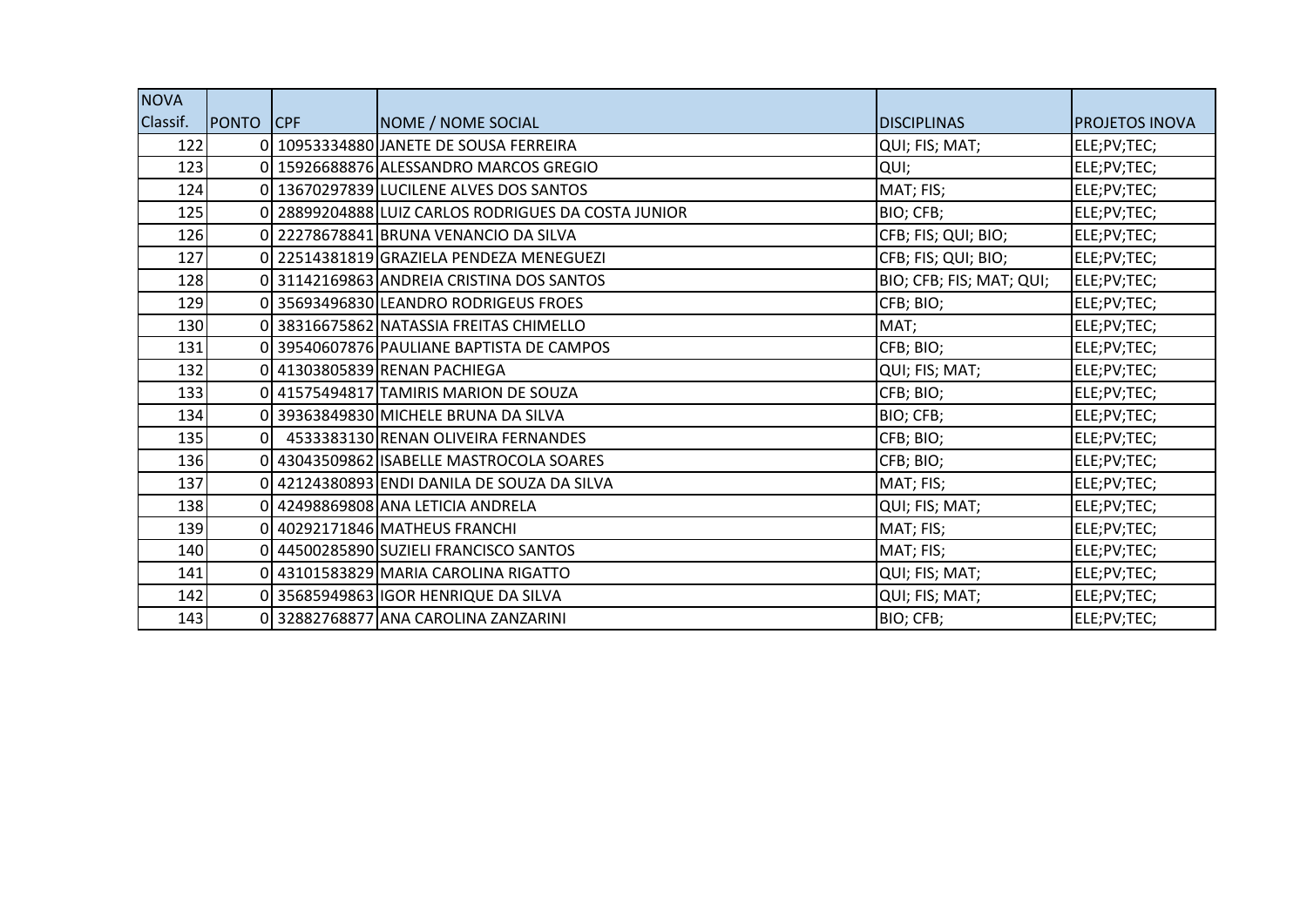| NOVA Classif. | PONTO | CPF | NOME / NOME SOCIAL | DISCIPLINAS | PROJETOS INOVA |
|---|---|---|---|---|---|
| 122 | 0 | 10953334880 | JANETE DE SOUSA FERREIRA | QUI; FIS; MAT; | ELE;PV;TEC; |
| 123 | 0 | 15926688876 | ALESSANDRO MARCOS GREGIO | QUI; | ELE;PV;TEC; |
| 124 | 0 | 13670297839 | LUCILENE ALVES DOS SANTOS | MAT; FIS; | ELE;PV;TEC; |
| 125 | 0 | 28899204888 | LUIZ CARLOS RODRIGUES DA COSTA JUNIOR | BIO; CFB; | ELE;PV;TEC; |
| 126 | 0 | 22278678841 | BRUNA VENANCIO DA SILVA | CFB; FIS; QUI; BIO; | ELE;PV;TEC; |
| 127 | 0 | 22514381819 | GRAZIELA PENDEZA MENEGUEZI | CFB; FIS; QUI; BIO; | ELE;PV;TEC; |
| 128 | 0 | 31142169863 | ANDREIA CRISTINA DOS SANTOS | BIO; CFB; FIS; MAT; QUI; | ELE;PV;TEC; |
| 129 | 0 | 35693496830 | LEANDRO RODRIGEUS FROES | CFB; BIO; | ELE;PV;TEC; |
| 130 | 0 | 38316675862 | NATASSIA FREITAS CHIMELLO | MAT; | ELE;PV;TEC; |
| 131 | 0 | 39540607876 | PAULIANE BAPTISTA DE CAMPOS | CFB; BIO; | ELE;PV;TEC; |
| 132 | 0 | 41303805839 | RENAN PACHIEGA | QUI; FIS; MAT; | ELE;PV;TEC; |
| 133 | 0 | 41575494817 | TAMIRIS MARION DE SOUZA | CFB; BIO; | ELE;PV;TEC; |
| 134 | 0 | 39363849830 | MICHELE BRUNA DA SILVA | BIO; CFB; | ELE;PV;TEC; |
| 135 | 0 | 4533383130 | RENAN OLIVEIRA FERNANDES | CFB; BIO; | ELE;PV;TEC; |
| 136 | 0 | 43043509862 | ISABELLE MASTROCOLA SOARES | CFB; BIO; | ELE;PV;TEC; |
| 137 | 0 | 42124380893 | ENDI DANILA DE SOUZA DA SILVA | MAT; FIS; | ELE;PV;TEC; |
| 138 | 0 | 42498869808 | ANA LETICIA ANDRELA | QUI; FIS; MAT; | ELE;PV;TEC; |
| 139 | 0 | 40292171846 | MATHEUS FRANCHI | MAT; FIS; | ELE;PV;TEC; |
| 140 | 0 | 44500285890 | SUZIELI FRANCISCO SANTOS | MAT; FIS; | ELE;PV;TEC; |
| 141 | 0 | 43101583829 | MARIA CAROLINA RIGATTO | QUI; FIS; MAT; | ELE;PV;TEC; |
| 142 | 0 | 35685949863 | IGOR HENRIQUE DA SILVA | QUI; FIS; MAT; | ELE;PV;TEC; |
| 143 | 0 | 32882768877 | ANA CAROLINA ZANZARINI | BIO; CFB; | ELE;PV;TEC; |